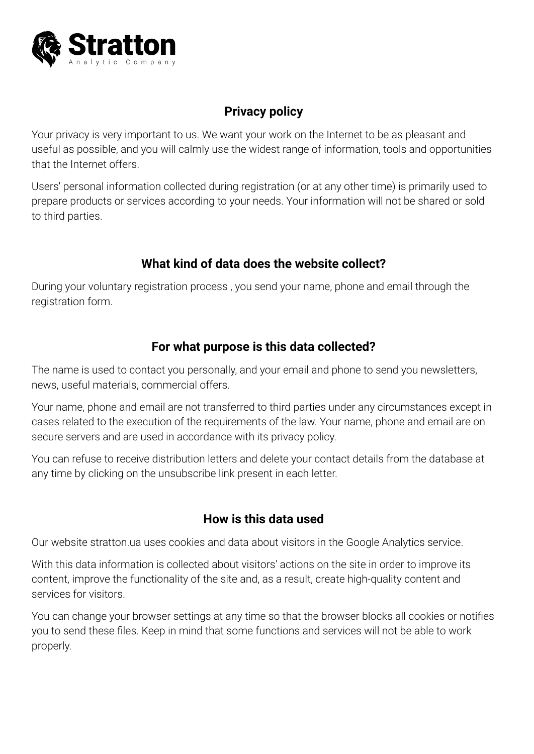**Stratton**
Analytic Company

# Privacy policy

Your privacy is very important to us. We want your work on the Internet to be as pleasant and useful as possible, and you will calmly use the widest range of information, tools and opportunities that the Internet offers.

Users' personal information collected during registration (or at any other time) is primarily used to prepare products or services according to your needs. Your information will not be shared or sold to third parties.

## What kind of data does the website collect?

During your voluntary registration process , you send your name, phone and email through the registration form.

## For what purpose is this data collected?

The name is used to contact you personally, and your email and phone to send you newsletters, news, useful materials, commercial offers.

Your name, phone and email are not transferred to third parties under any circumstances except in cases related to the execution of the requirements of the law. Your name, phone and email are on secure servers and are used in accordance with its privacy policy.

You can refuse to receive distribution letters and delete your contact details from the database at any time by clicking on the unsubscribe link present in each letter.

## How is this data used

Our website stratton.ua uses cookies and data about visitors in the Google Analytics service.

With this data information is collected about visitors' actions on the site in order to improve its content, improve the functionality of the site and, as a result, create high-quality content and services for visitors.

You can change your browser settings at any time so that the browser blocks all cookies or notifies you to send these files. Keep in mind that some functions and services will not be able to work properly.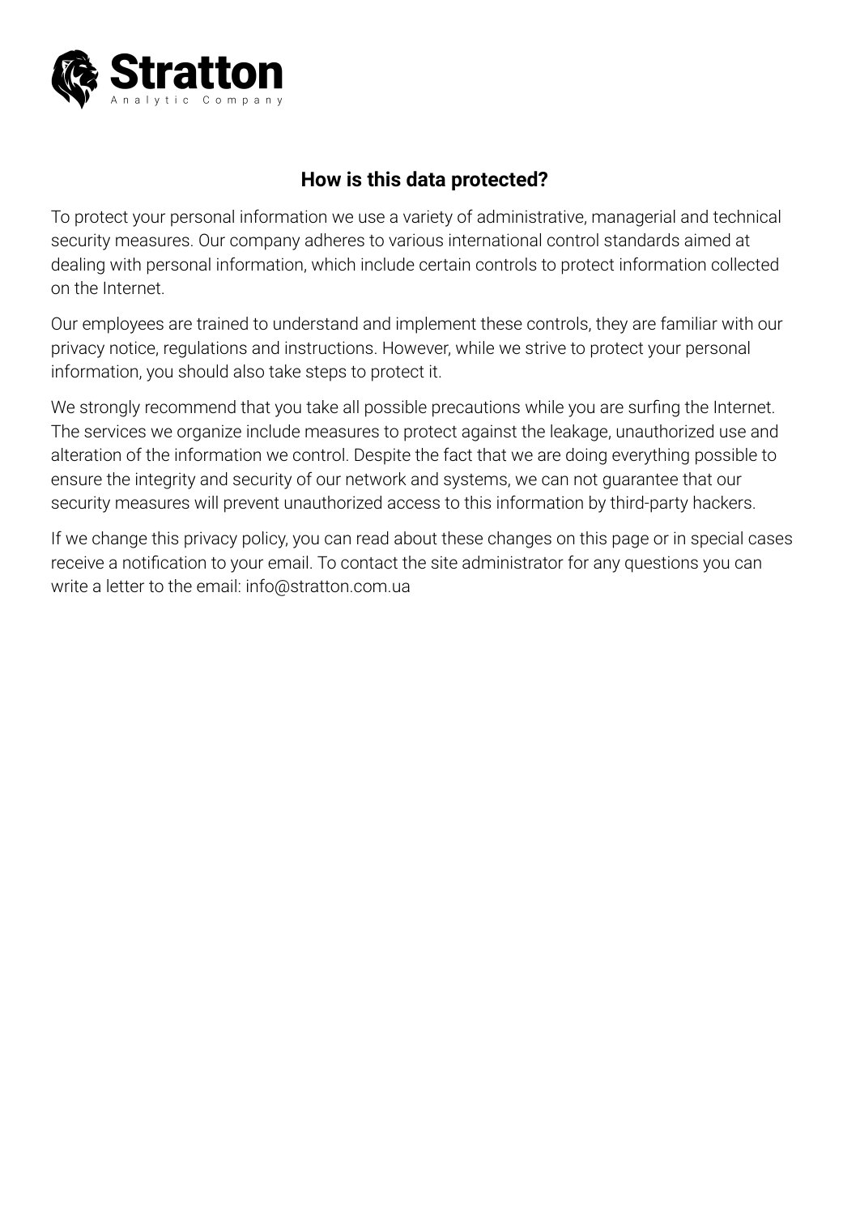## How is this data protected?

To protect your personal information we use a variety of administrative, managerial and technical security measures. Our company adheres to various international control standards aimed at dealing with personal information, which include certain controls to protect information collected on the Internet.

Our employees are trained to understand and implement these controls, they are familiar with our privacy notice, regulations and instructions. However, while we strive to protect your personal information, you should also take steps to protect it.

We strongly recommend that you take all possible precautions while you are surfing the Internet. The services we organize include measures to protect against the leakage, unauthorized use and alteration of the information we control. Despite the fact that we are doing everything possible to ensure the integrity and security of our network and systems, we can not guarantee that our security measures will prevent unauthorized access to this information by third-party hackers.

If we change this privacy policy, you can read about these changes on this page or in special cases receive a notification to your email. To contact the site administrator for any questions you can write a letter to the email: info@stratton.com.ua